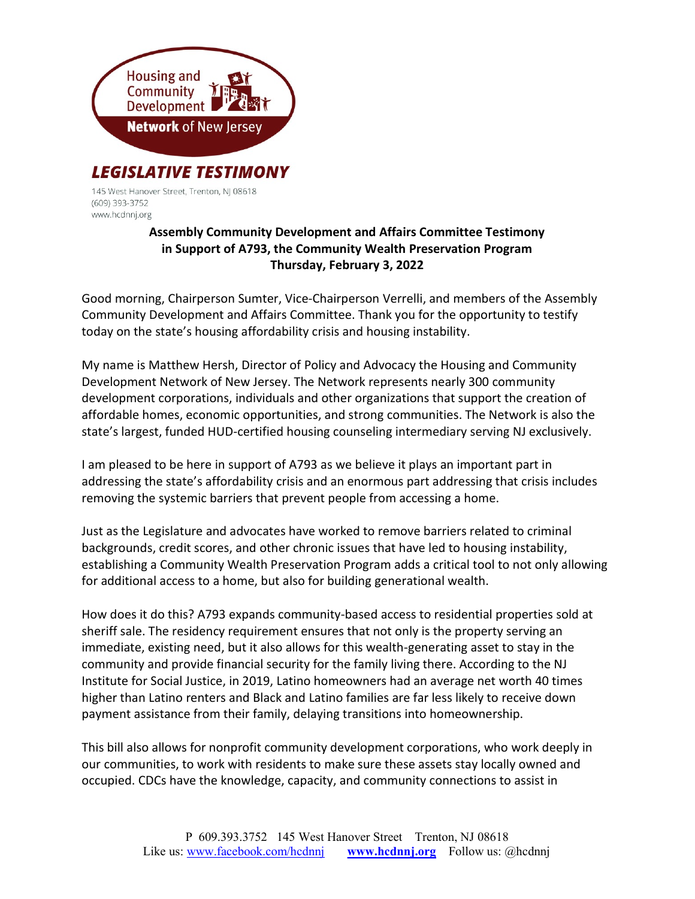Housing and Community Development **Network** of New Jersey

## LEGISLATIVE TESTIMONY

145 West Hanover Street, Trenton, NJ 08618
(609) 393-3752
www.hcdnnj.org

**Assembly Community Development and Affairs Committee Testimony in Support of A793, the Community Wealth Preservation Program Thursday, February 3, 2022**

Good morning, Chairperson Sumter, Vice-Chairperson Verrelli, and members of the Assembly Community Development and Affairs Committee. Thank you for the opportunity to testify today on the state's housing affordability crisis and housing instability.

My name is Matthew Hersh, Director of Policy and Advocacy the Housing and Community Development Network of New Jersey. The Network represents nearly 300 community development corporations, individuals and other organizations that support the creation of affordable homes, economic opportunities, and strong communities. The Network is also the state's largest, funded HUD-certified housing counseling intermediary serving NJ exclusively.

I am pleased to be here in support of A793 as we believe it plays an important part in addressing the state's affordability crisis and an enormous part addressing that crisis includes removing the systemic barriers that prevent people from accessing a home.

Just as the Legislature and advocates have worked to remove barriers related to criminal backgrounds, credit scores, and other chronic issues that have led to housing instability, establishing a Community Wealth Preservation Program adds a critical tool to not only allowing for additional access to a home, but also for building generational wealth.

How does it do this? A793 expands community-based access to residential properties sold at sheriff sale. The residency requirement ensures that not only is the property serving an immediate, existing need, but it also allows for this wealth-generating asset to stay in the community and provide financial security for the family living there. According to the NJ Institute for Social Justice, in 2019, Latino homeowners had an average net worth 40 times higher than Latino renters and Black and Latino families are far less likely to receive down payment assistance from their family, delaying transitions into homeownership.

This bill also allows for nonprofit community development corporations, who work deeply in our communities, to work with residents to make sure these assets stay locally owned and occupied. CDCs have the knowledge, capacity, and community connections to assist in

P 609.393.3752 145 West Hanover Street Trenton, NJ 08618
Like us: www.facebook.com/hcdnnj **www.hcdnnj.org** Follow us: @hcdnnj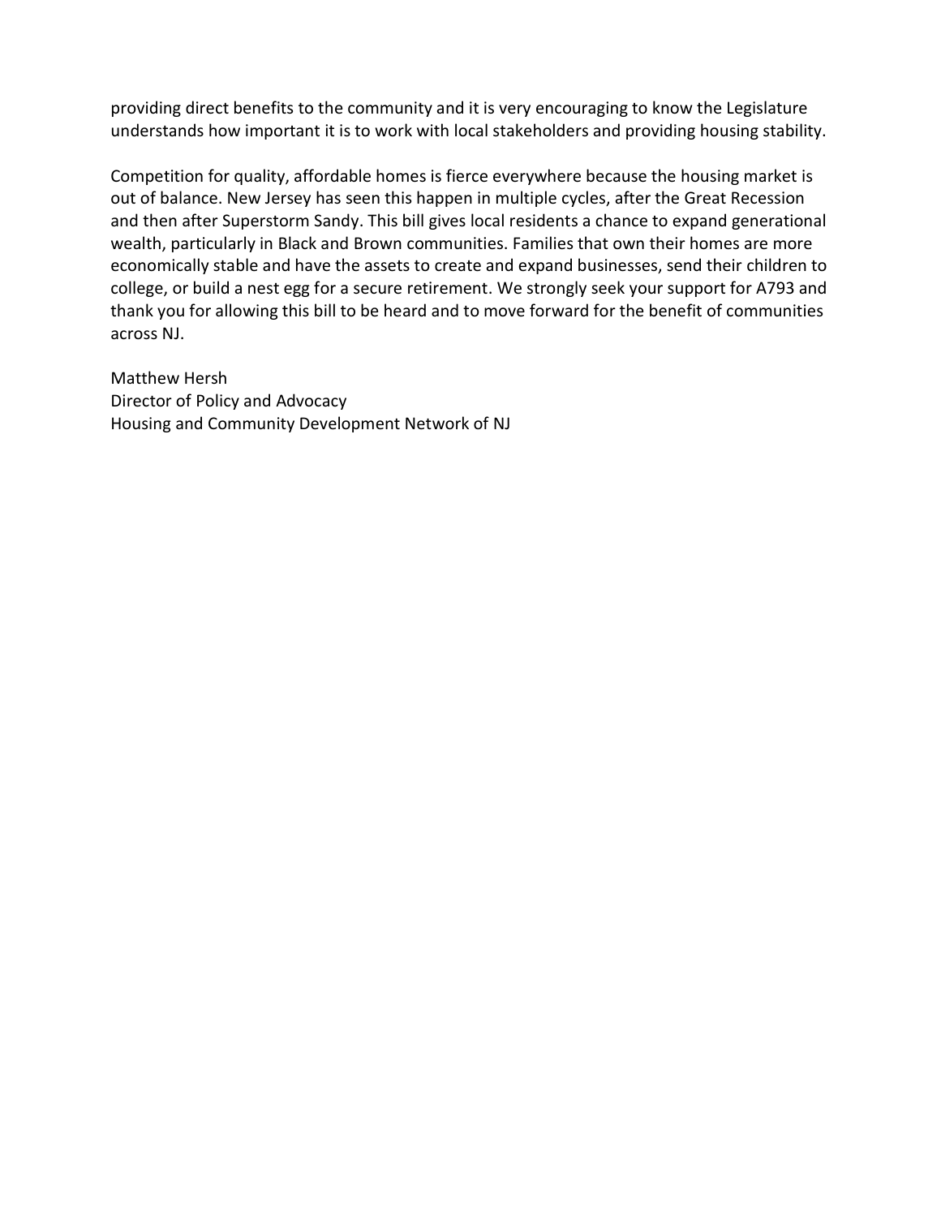providing direct benefits to the community and it is very encouraging to know the Legislature understands how important it is to work with local stakeholders and providing housing stability.

Competition for quality, affordable homes is fierce everywhere because the housing market is out of balance. New Jersey has seen this happen in multiple cycles, after the Great Recession and then after Superstorm Sandy. This bill gives local residents a chance to expand generational wealth, particularly in Black and Brown communities. Families that own their homes are more economically stable and have the assets to create and expand businesses, send their children to college, or build a nest egg for a secure retirement. We strongly seek your support for A793 and thank you for allowing this bill to be heard and to move forward for the benefit of communities across NJ.

Matthew Hersh
Director of Policy and Advocacy
Housing and Community Development Network of NJ